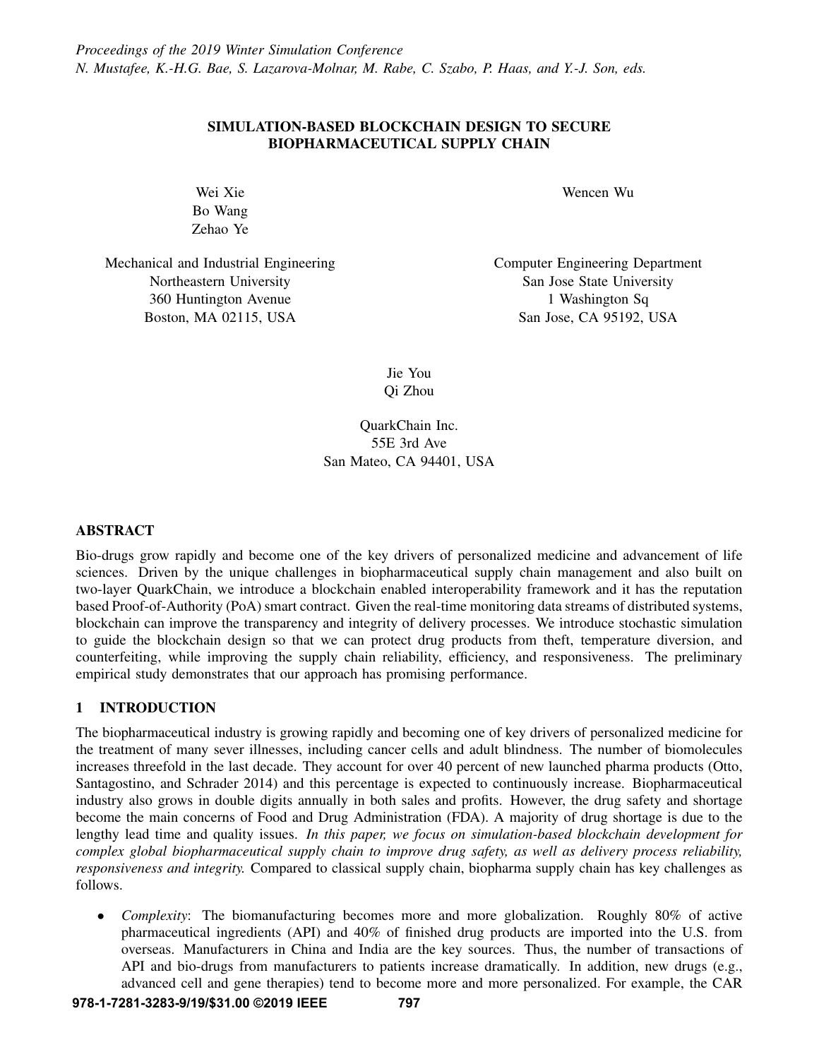*Proceedings of the 2019 Winter Simulation Conference*
*N. Mustafee, K.-H.G. Bae, S. Lazarova-Molnar, M. Rabe, C. Szabo, P. Haas, and Y.-J. Son, eds.*

# SIMULATION-BASED BLOCKCHAIN DESIGN TO SECURE BIOPHARMACEUTICAL SUPPLY CHAIN

Wei Xie
Bo Wang
Zehao Ye

Mechanical and Industrial Engineering
Northeastern University
360 Huntington Avenue
Boston, MA 02115, USA

Wencen Wu

Computer Engineering Department
San Jose State University
1 Washington Sq
San Jose, CA 95192, USA

Jie You
Qi Zhou

QuarkChain Inc.
55E 3rd Ave
San Mateo, CA 94401, USA

## ABSTRACT

Bio-drugs grow rapidly and become one of the key drivers of personalized medicine and advancement of life sciences. Driven by the unique challenges in biopharmaceutical supply chain management and also built on two-layer QuarkChain, we introduce a blockchain enabled interoperability framework and it has the reputation based Proof-of-Authority (PoA) smart contract. Given the real-time monitoring data streams of distributed systems, blockchain can improve the transparency and integrity of delivery processes. We introduce stochastic simulation to guide the blockchain design so that we can protect drug products from theft, temperature diversion, and counterfeiting, while improving the supply chain reliability, efficiency, and responsiveness. The preliminary empirical study demonstrates that our approach has promising performance.

## 1 INTRODUCTION

The biopharmaceutical industry is growing rapidly and becoming one of key drivers of personalized medicine for the treatment of many sever illnesses, including cancer cells and adult blindness. The number of biomolecules increases threefold in the last decade. They account for over 40 percent of new launched pharma products (Otto, Santagostino, and Schrader 2014) and this percentage is expected to continuously increase. Biopharmaceutical industry also grows in double digits annually in both sales and profits. However, the drug safety and shortage become the main concerns of Food and Drug Administration (FDA). A majority of drug shortage is due to the lengthy lead time and quality issues. *In this paper, we focus on simulation-based blockchain development for complex global biopharmaceutical supply chain to improve drug safety, as well as delivery process reliability, responsiveness and integrity.* Compared to classical supply chain, biopharma supply chain has key challenges as follows.

- *Complexity*: The biomanufacturing becomes more and more globalization. Roughly 80% of active pharmaceutical ingredients (API) and 40% of finished drug products are imported into the U.S. from overseas. Manufacturers in China and India are the key sources. Thus, the number of transactions of API and bio-drugs from manufacturers to patients increase dramatically. In addition, new drugs (e.g., advanced cell and gene therapies) tend to become more and more personalized. For example, the CAR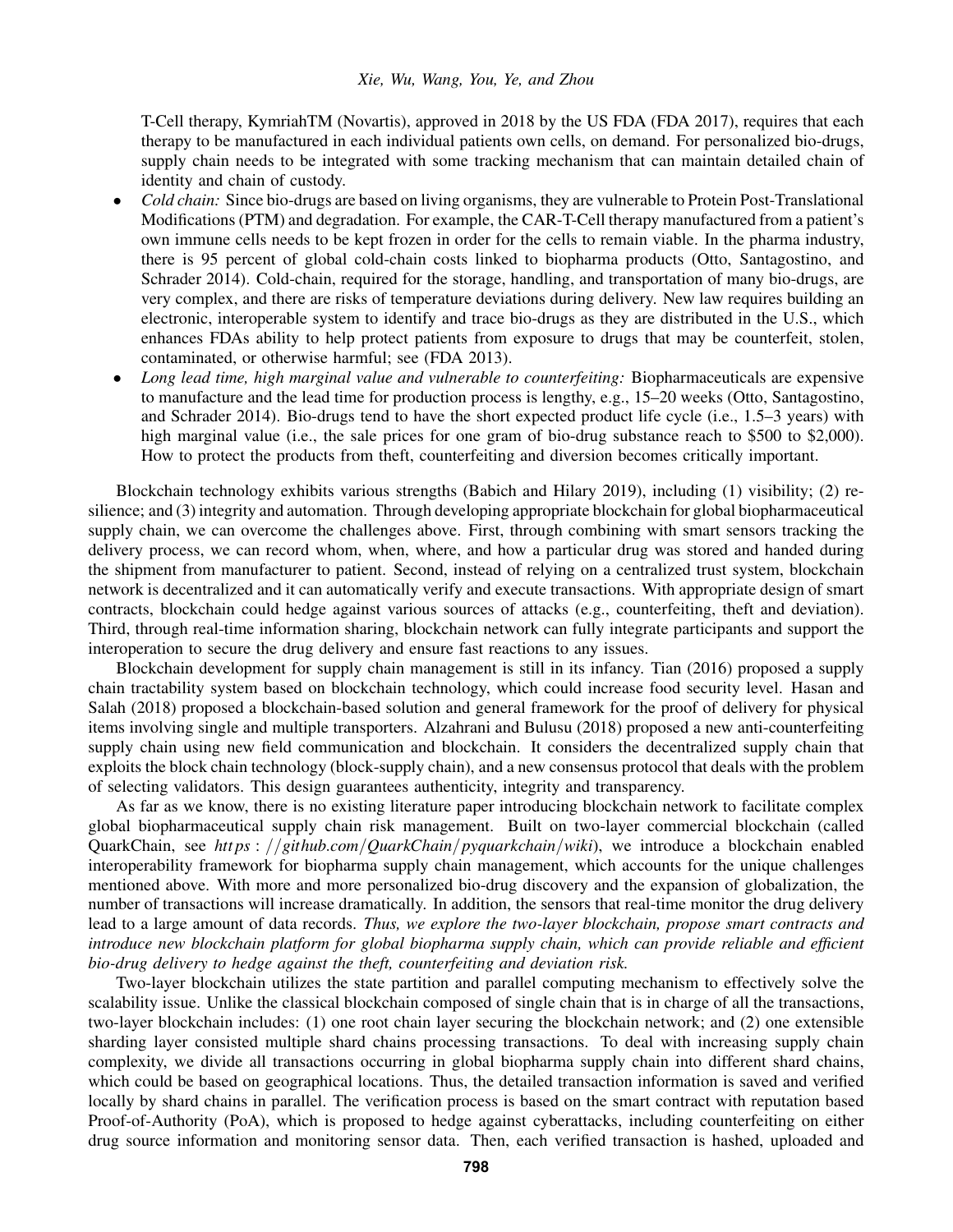T-Cell therapy, KymriahTM (Novartis), approved in 2018 by the US FDA (FDA 2017), requires that each therapy to be manufactured in each individual patients own cells, on demand. For personalized bio-drugs, supply chain needs to be integrated with some tracking mechanism that can maintain detailed chain of identity and chain of custody.

- *Cold chain:* Since bio-drugs are based on living organisms, they are vulnerable to Protein Post-Translational Modifications (PTM) and degradation. For example, the CAR-T-Cell therapy manufactured from a patient's own immune cells needs to be kept frozen in order for the cells to remain viable. In the pharma industry, there is 95 percent of global cold-chain costs linked to biopharma products (Otto, Santagostino, and Schrader 2014). Cold-chain, required for the storage, handling, and transportation of many bio-drugs, are very complex, and there are risks of temperature deviations during delivery. New law requires building an electronic, interoperable system to identify and trace bio-drugs as they are distributed in the U.S., which enhances FDAs ability to help protect patients from exposure to drugs that may be counterfeit, stolen, contaminated, or otherwise harmful; see (FDA 2013).
- *Long lead time, high marginal value and vulnerable to counterfeiting:* Biopharmaceuticals are expensive to manufacture and the lead time for production process is lengthy, e.g., 15–20 weeks (Otto, Santagostino, and Schrader 2014). Bio-drugs tend to have the short expected product life cycle (i.e., 1.5–3 years) with high marginal value (i.e., the sale prices for one gram of bio-drug substance reach to $500 to $2,000). How to protect the products from theft, counterfeiting and diversion becomes critically important.

Blockchain technology exhibits various strengths (Babich and Hilary 2019), including (1) visibility; (2) resilience; and (3) integrity and automation. Through developing appropriate blockchain for global biopharmaceutical supply chain, we can overcome the challenges above. First, through combining with smart sensors tracking the delivery process, we can record whom, when, where, and how a particular drug was stored and handed during the shipment from manufacturer to patient. Second, instead of relying on a centralized trust system, blockchain network is decentralized and it can automatically verify and execute transactions. With appropriate design of smart contracts, blockchain could hedge against various sources of attacks (e.g., counterfeiting, theft and deviation). Third, through real-time information sharing, blockchain network can fully integrate participants and support the interoperation to secure the drug delivery and ensure fast reactions to any issues.

Blockchain development for supply chain management is still in its infancy. Tian (2016) proposed a supply chain tractability system based on blockchain technology, which could increase food security level. Hasan and Salah (2018) proposed a blockchain-based solution and general framework for the proof of delivery for physical items involving single and multiple transporters. Alzahrani and Bulusu (2018) proposed a new anti-counterfeiting supply chain using new field communication and blockchain. It considers the decentralized supply chain that exploits the block chain technology (block-supply chain), and a new consensus protocol that deals with the problem of selecting validators. This design guarantees authenticity, integrity and transparency.

As far as we know, there is no existing literature paper introducing blockchain network to facilitate complex global biopharmaceutical supply chain risk management. Built on two-layer commercial blockchain (called QuarkChain, see *https://github.com/QuarkChain/pyquarkchain/wiki*), we introduce a blockchain enabled interoperability framework for biopharma supply chain management, which accounts for the unique challenges mentioned above. With more and more personalized bio-drug discovery and the expansion of globalization, the number of transactions will increase dramatically. In addition, the sensors that real-time monitor the drug delivery lead to a large amount of data records. *Thus, we explore the two-layer blockchain, propose smart contracts and introduce new blockchain platform for global biopharma supply chain, which can provide reliable and efficient bio-drug delivery to hedge against the theft, counterfeiting and deviation risk.*

Two-layer blockchain utilizes the state partition and parallel computing mechanism to effectively solve the scalability issue. Unlike the classical blockchain composed of single chain that is in charge of all the transactions, two-layer blockchain includes: (1) one root chain layer securing the blockchain network; and (2) one extensible sharding layer consisted multiple shard chains processing transactions. To deal with increasing supply chain complexity, we divide all transactions occurring in global biopharma supply chain into different shard chains, which could be based on geographical locations. Thus, the detailed transaction information is saved and verified locally by shard chains in parallel. The verification process is based on the smart contract with reputation based Proof-of-Authority (PoA), which is proposed to hedge against cyberattacks, including counterfeiting on either drug source information and monitoring sensor data. Then, each verified transaction is hashed, uploaded and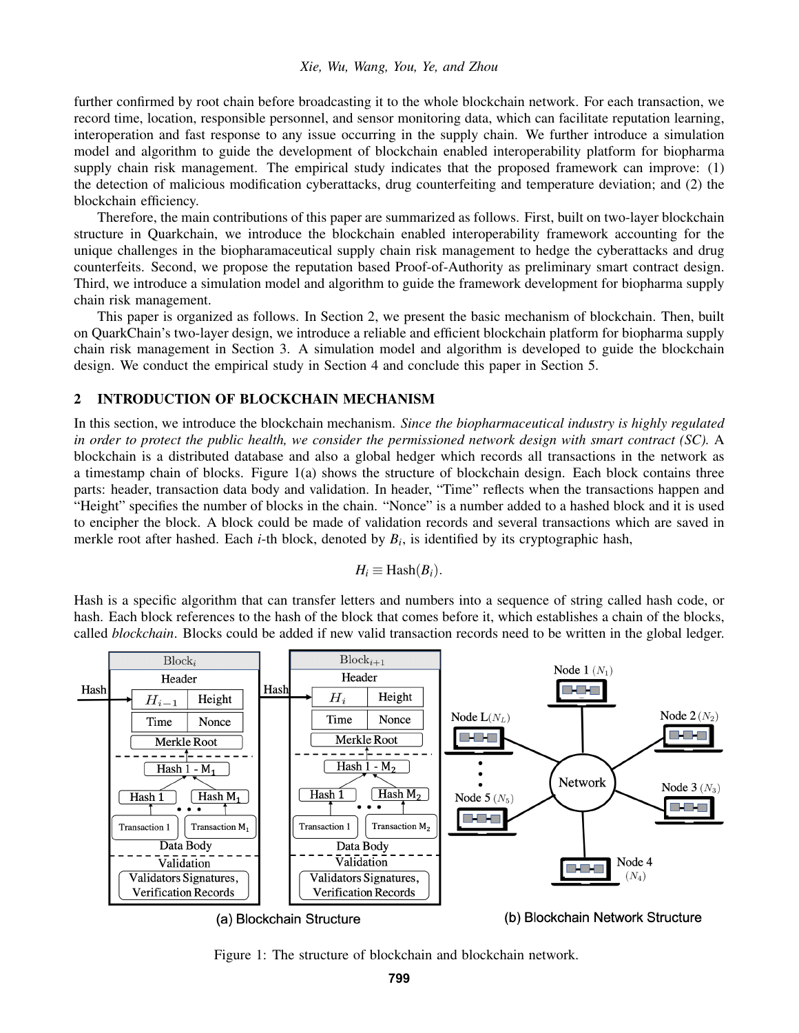further confirmed by root chain before broadcasting it to the whole blockchain network. For each transaction, we record time, location, responsible personnel, and sensor monitoring data, which can facilitate reputation learning, interoperation and fast response to any issue occurring in the supply chain. We further introduce a simulation model and algorithm to guide the development of blockchain enabled interoperability platform for biopharma supply chain risk management. The empirical study indicates that the proposed framework can improve: (1) the detection of malicious modification cyberattacks, drug counterfeiting and temperature deviation; and (2) the blockchain efficiency.

Therefore, the main contributions of this paper are summarized as follows. First, built on two-layer blockchain structure in Quarkchain, we introduce the blockchain enabled interoperability framework accounting for the unique challenges in the biopharamaceutical supply chain risk management to hedge the cyberattacks and drug counterfeits. Second, we propose the reputation based Proof-of-Authority as preliminary smart contract design. Third, we introduce a simulation model and algorithm to guide the framework development for biopharma supply chain risk management.

This paper is organized as follows. In Section 2, we present the basic mechanism of blockchain. Then, built on QuarkChain's two-layer design, we introduce a reliable and efficient blockchain platform for biopharma supply chain risk management in Section 3. A simulation model and algorithm is developed to guide the blockchain design. We conduct the empirical study in Section 4 and conclude this paper in Section 5.

## 2 INTRODUCTION OF BLOCKCHAIN MECHANISM

In this section, we introduce the blockchain mechanism. *Since the biopharmaceutical industry is highly regulated in order to protect the public health, we consider the permissioned network design with smart contract (SC).* A blockchain is a distributed database and also a global hedger which records all transactions in the network as a timestamp chain of blocks. Figure 1(a) shows the structure of blockchain design. Each block contains three parts: header, transaction data body and validation. In header, "Time" reflects when the transactions happen and "Height" specifies the number of blocks in the chain. "Nonce" is a number added to a hashed block and it is used to encipher the block. A block could be made of validation records and several transactions which are saved in merkle root after hashed. Each *i*-th block, denoted by $B_i$, is identified by its cryptographic hash,

$$H_i \equiv \text{Hash}(B_i).$$

Hash is a specific algorithm that can transfer letters and numbers into a sequence of string called hash code, or hash. Each block references to the hash of the block that comes before it, which establishes a chain of the blocks, called *blockchain*. Blocks could be added if new valid transaction records need to be written in the global ledger.

Figure 1: The structure of blockchain and blockchain network.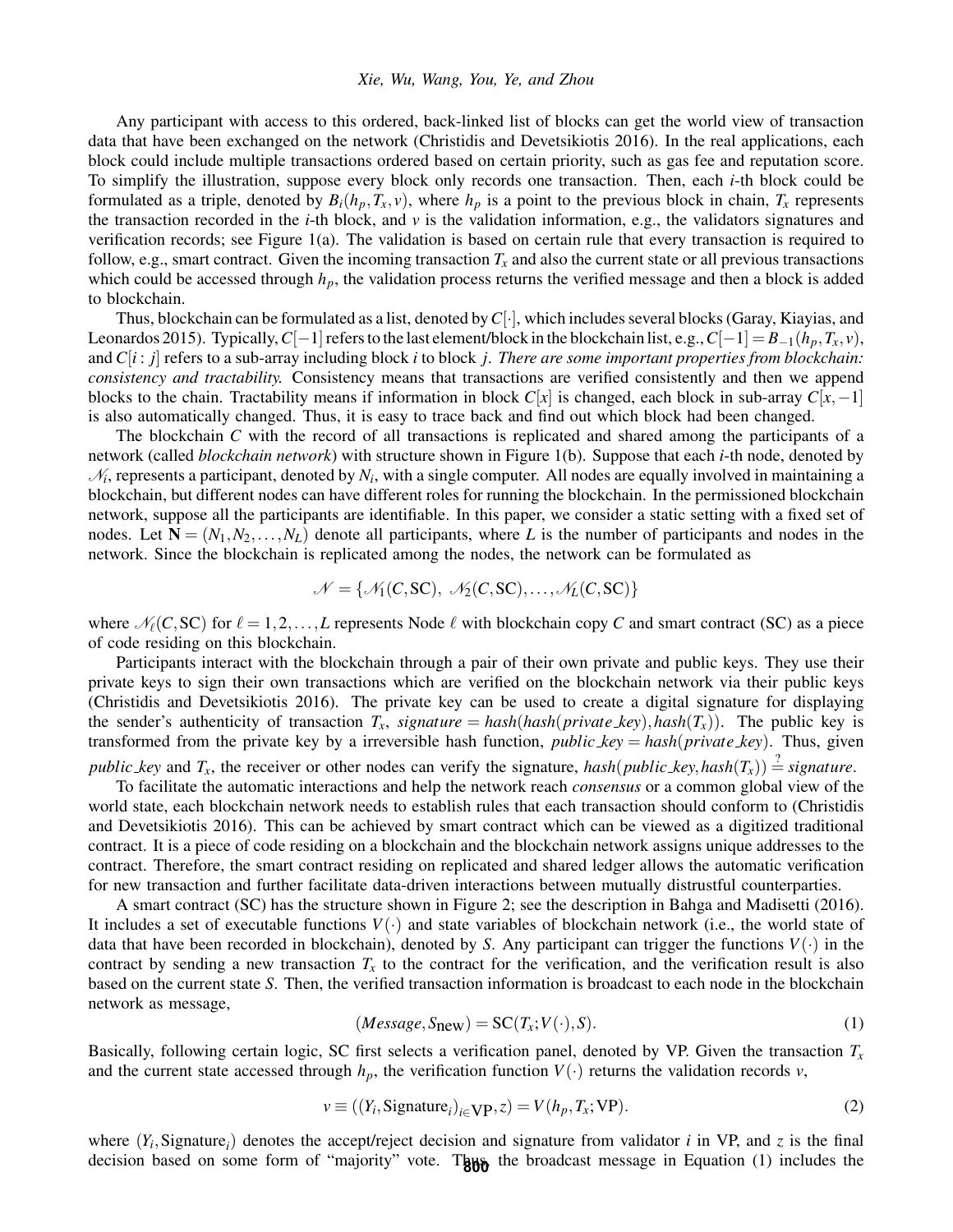Any participant with access to this ordered, back-linked list of blocks can get the world view of transaction data that have been exchanged on the network (Christidis and Devetsikiotis 2016). In the real applications, each block could include multiple transactions ordered based on certain priority, such as gas fee and reputation score. To simplify the illustration, suppose every block only records one transaction. Then, each $i$-th block could be formulated as a triple, denoted by $B_i(h_p, T_x, v)$, where $h_p$ is a point to the previous block in chain, $T_x$ represents the transaction recorded in the $i$-th block, and $v$ is the validation information, e.g., the validators signatures and verification records; see Figure 1(a). The validation is based on certain rule that every transaction is required to follow, e.g., smart contract. Given the incoming transaction $T_x$ and also the current state or all previous transactions which could be accessed through $h_p$, the validation process returns the verified message and then a block is added to blockchain.

Thus, blockchain can be formulated as a list, denoted by $C[\cdot]$, which includes several blocks (Garay, Kiayias, and Leonardos 2015). Typically, $C[-1]$ refers to the last element/block in the blockchain list, e.g., $C[-1] = B_{-1}(h_p, T_x, v)$, and $C[i:j]$ refers to a sub-array including block $i$ to block $j$. *There are some important properties from blockchain: consistency and tractability.* Consistency means that transactions are verified consistently and then we append blocks to the chain. Tractability means if information in block $C[x]$ is changed, each block in sub-array $C[x, -1]$ is also automatically changed. Thus, it is easy to trace back and find out which block had been changed.

The blockchain $C$ with the record of all transactions is replicated and shared among the participants of a network (called *blockchain network*) with structure shown in Figure 1(b). Suppose that each $i$-th node, denoted by $\mathscr{N}_i$, represents a participant, denoted by $N_i$, with a single computer. All nodes are equally involved in maintaining a blockchain, but different nodes can have different roles for running the blockchain. In the permissioned blockchain network, suppose all the participants are identifiable. In this paper, we consider a static setting with a fixed set of nodes. Let $\mathbf{N} = (N_1, N_2, \ldots, N_L)$ denote all participants, where $L$ is the number of participants and nodes in the network. Since the blockchain is replicated among the nodes, the network can be formulated as

$$\mathscr{N} = \{\mathscr{N}_1(C, \text{SC}),\ \mathscr{N}_2(C, \text{SC}), \ldots, \mathscr{N}_L(C, \text{SC})\}$$

where $\mathscr{N}_\ell(C, \text{SC})$ for $\ell = 1, 2, \ldots, L$ represents Node $\ell$ with blockchain copy $C$ and smart contract (SC) as a piece of code residing on this blockchain.

Participants interact with the blockchain through a pair of their own private and public keys. They use their private keys to sign their own transactions which are verified on the blockchain network via their public keys (Christidis and Devetsikiotis 2016). The private key can be used to create a digital signature for displaying the sender's authenticity of transaction $T_x$, $signature = hash(hash(private\_key), hash(T_x))$. The public key is transformed from the private key by a irreversible hash function, $public\_key = hash(private\_key)$. Thus, given $public\_key$ and $T_x$, the receiver or other nodes can verify the signature, $hash(public\_key, hash(T_x)) \stackrel{?}{=} signature$.

To facilitate the automatic interactions and help the network reach *consensus* or a common global view of the world state, each blockchain network needs to establish rules that each transaction should conform to (Christidis and Devetsikiotis 2016). This can be achieved by smart contract which can be viewed as a digitized traditional contract. It is a piece of code residing on a blockchain and the blockchain network assigns unique addresses to the contract. Therefore, the smart contract residing on replicated and shared ledger allows the automatic verification for new transaction and further facilitate data-driven interactions between mutually distrustful counterparties.

A smart contract (SC) has the structure shown in Figure 2; see the description in Bahga and Madisetti (2016). It includes a set of executable functions $V(\cdot)$ and state variables of blockchain network (i.e., the world state of data that have been recorded in blockchain), denoted by $S$. Any participant can trigger the functions $V(\cdot)$ in the contract by sending a new transaction $T_x$ to the contract for the verification, and the verification result is also based on the current state $S$. Then, the verified transaction information is broadcast to each node in the blockchain network as message,

$$(Message, S_{\text{new}}) = \text{SC}(T_x; V(\cdot), S). \tag{1}$$

Basically, following certain logic, SC first selects a verification panel, denoted by VP. Given the transaction $T_x$ and the current state accessed through $h_p$, the verification function $V(\cdot)$ returns the validation records $v$,

$$v \equiv ((Y_i, \text{Signature}_i)_{i \in \text{VP}}, z) = V(h_p, T_x; \text{VP}). \tag{2}$$

where $(Y_i, \text{Signature}_i)$ denotes the accept/reject decision and signature from validator $i$ in VP, and $z$ is the final decision based on some form of "majority" vote. Thus, the broadcast message in Equation (1) includes the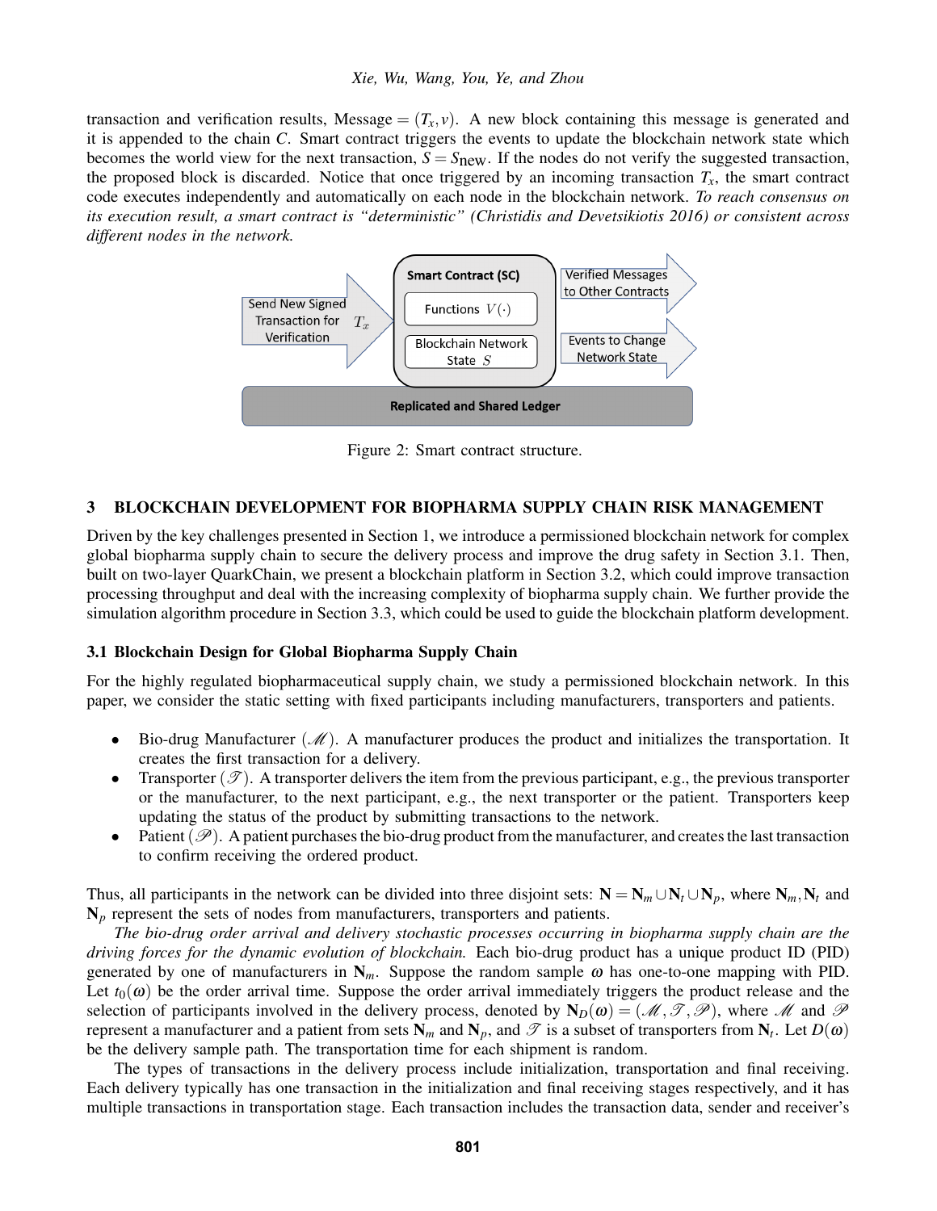transaction and verification results, Message $= (T_x, v)$. A new block containing this message is generated and it is appended to the chain $C$. Smart contract triggers the events to update the blockchain network state which becomes the world view for the next transaction, $S = S_{\text{new}}$. If the nodes do not verify the suggested transaction, the proposed block is discarded. Notice that once triggered by an incoming transaction $T_x$, the smart contract code executes independently and automatically on each node in the blockchain network. *To reach consensus on its execution result, a smart contract is "deterministic" (Christidis and Devetsikiotis 2016) or consistent across different nodes in the network.*

Figure 2: Smart contract structure.

## 3 BLOCKCHAIN DEVELOPMENT FOR BIOPHARMA SUPPLY CHAIN RISK MANAGEMENT

Driven by the key challenges presented in Section 1, we introduce a permissioned blockchain network for complex global biopharma supply chain to secure the delivery process and improve the drug safety in Section 3.1. Then, built on two-layer QuarkChain, we present a blockchain platform in Section 3.2, which could improve transaction processing throughput and deal with the increasing complexity of biopharma supply chain. We further provide the simulation algorithm procedure in Section 3.3, which could be used to guide the blockchain platform development.

### 3.1 Blockchain Design for Global Biopharma Supply Chain

For the highly regulated biopharmaceutical supply chain, we study a permissioned blockchain network. In this paper, we consider the static setting with fixed participants including manufacturers, transporters and patients.

- Bio-drug Manufacturer ($\mathscr{M}$). A manufacturer produces the product and initializes the transportation. It creates the first transaction for a delivery.
- Transporter ($\mathscr{T}$). A transporter delivers the item from the previous participant, e.g., the previous transporter or the manufacturer, to the next participant, e.g., the next transporter or the patient. Transporters keep updating the status of the product by submitting transactions to the network.
- Patient ($\mathscr{P}$). A patient purchases the bio-drug product from the manufacturer, and creates the last transaction to confirm receiving the ordered product.

Thus, all participants in the network can be divided into three disjoint sets: $\mathbf{N} = \mathbf{N}_m \cup \mathbf{N}_t \cup \mathbf{N}_p$, where $\mathbf{N}_m, \mathbf{N}_t$ and $\mathbf{N}_p$ represent the sets of nodes from manufacturers, transporters and patients.

*The bio-drug order arrival and delivery stochastic processes occurring in biopharma supply chain are the driving forces for the dynamic evolution of blockchain.* Each bio-drug product has a unique product ID (PID) generated by one of manufacturers in $\mathbf{N}_m$. Suppose the random sample $\omega$ has one-to-one mapping with PID. Let $t_0(\omega)$ be the order arrival time. Suppose the order arrival immediately triggers the product release and the selection of participants involved in the delivery process, denoted by $\mathbf{N}_D(\omega) = (\mathscr{M}, \mathscr{T}, \mathscr{P})$, where $\mathscr{M}$ and $\mathscr{P}$ represent a manufacturer and a patient from sets $\mathbf{N}_m$ and $\mathbf{N}_p$, and $\mathscr{T}$ is a subset of transporters from $\mathbf{N}_t$. Let $D(\omega)$ be the delivery sample path. The transportation time for each shipment is random.

The types of transactions in the delivery process include initialization, transportation and final receiving. Each delivery typically has one transaction in the initialization and final receiving stages respectively, and it has multiple transactions in transportation stage. Each transaction includes the transaction data, sender and receiver's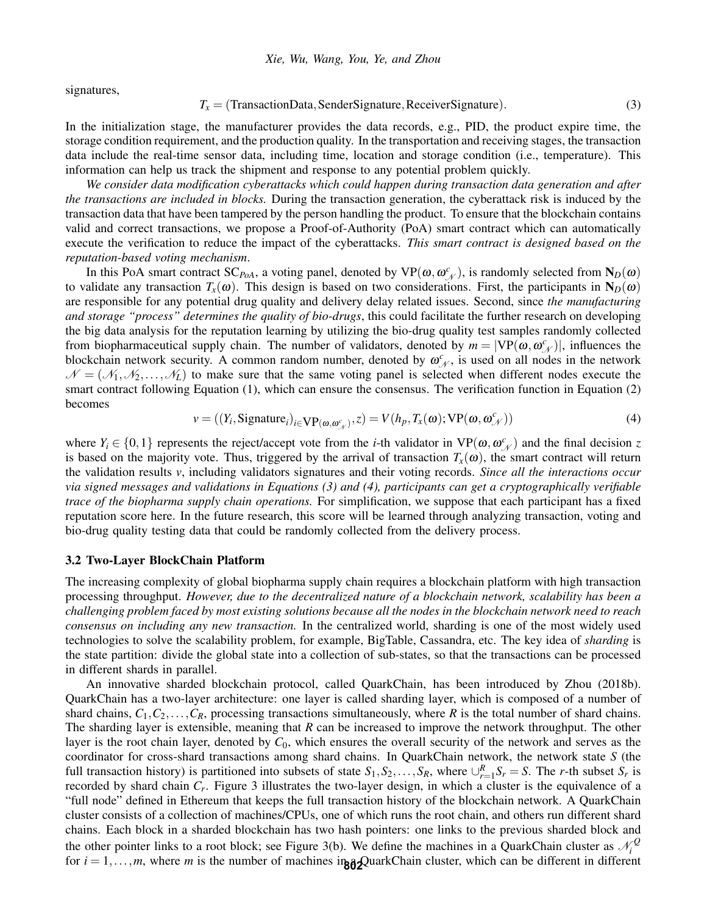signatures,

$$T_x = (\text{TransactionData}, \text{SenderSignature}, \text{ReceiverSignature}). \tag{3}$$

In the initialization stage, the manufacturer provides the data records, e.g., PID, the product expire time, the storage condition requirement, and the production quality. In the transportation and receiving stages, the transaction data include the real-time sensor data, including time, location and storage condition (i.e., temperature). This information can help us track the shipment and response to any potential problem quickly.

*We consider data modification cyberattacks which could happen during transaction data generation and after the transactions are included in blocks.* During the transaction generation, the cyberattack risk is induced by the transaction data that have been tampered by the person handling the product. To ensure that the blockchain contains valid and correct transactions, we propose a Proof-of-Authority (PoA) smart contract which can automatically execute the verification to reduce the impact of the cyberattacks. *This smart contract is designed based on the reputation-based voting mechanism.*

In this PoA smart contract $\text{SC}_{PoA}$, a voting panel, denoted by $\text{VP}(\omega, \omega^c_{\mathscr{N}})$, is randomly selected from $\mathbf{N}_D(\omega)$ to validate any transaction $T_x(\omega)$. This design is based on two considerations. First, the participants in $\mathbf{N}_D(\omega)$ are responsible for any potential drug quality and delivery delay related issues. Second, since *the manufacturing and storage "process" determines the quality of bio-drugs*, this could facilitate the further research on developing the big data analysis for the reputation learning by utilizing the bio-drug quality test samples randomly collected from biopharmaceutical supply chain. The number of validators, denoted by $m = |\text{VP}(\omega, \omega^c_{\mathscr{N}})|$, influences the blockchain network security. A common random number, denoted by $\omega^c_{\mathscr{N}}$, is used on all nodes in the network $\mathscr{N} = (\mathscr{N}_1, \mathscr{N}_2, \ldots, \mathscr{N}_L)$ to make sure that the same voting panel is selected when different nodes execute the smart contract following Equation (1), which can ensure the consensus. The verification function in Equation (2) becomes

$$v = ((Y_i, \text{Signature}_i)_{i \in \text{VP}(\omega, \omega^c_{\mathscr{N}})}, z) = V(h_p, T_x(\omega); \text{VP}(\omega, \omega^c_{\mathscr{N}})) \tag{4}$$

where $Y_i \in \{0, 1\}$ represents the reject/accept vote from the $i$-th validator in $\text{VP}(\omega, \omega^c_{\mathscr{N}})$ and the final decision $z$ is based on the majority vote. Thus, triggered by the arrival of transaction $T_x(\omega)$, the smart contract will return the validation results $v$, including validators signatures and their voting records. *Since all the interactions occur via signed messages and validations in Equations (3) and (4), participants can get a cryptographically verifiable trace of the biopharma supply chain operations.* For simplification, we suppose that each participant has a fixed reputation score here. In the future research, this score will be learned through analyzing transaction, voting and bio-drug quality testing data that could be randomly collected from the delivery process.

### 3.2 Two-Layer BlockChain Platform

The increasing complexity of global biopharma supply chain requires a blockchain platform with high transaction processing throughput. *However, due to the decentralized nature of a blockchain network, scalability has been a challenging problem faced by most existing solutions because all the nodes in the blockchain network need to reach consensus on including any new transaction.* In the centralized world, sharding is one of the most widely used technologies to solve the scalability problem, for example, BigTable, Cassandra, etc. The key idea of *sharding* is the state partition: divide the global state into a collection of sub-states, so that the transactions can be processed in different shards in parallel.

An innovative sharded blockchain protocol, called QuarkChain, has been introduced by Zhou (2018b). QuarkChain has a two-layer architecture: one layer is called sharding layer, which is composed of a number of shard chains, $C_1, C_2, \ldots, C_R$, processing transactions simultaneously, where $R$ is the total number of shard chains. The sharding layer is extensible, meaning that $R$ can be increased to improve the network throughput. The other layer is the root chain layer, denoted by $C_0$, which ensures the overall security of the network and serves as the coordinator for cross-shard transactions among shard chains. In QuarkChain network, the network state $S$ (the full transaction history) is partitioned into subsets of state $S_1, S_2, \ldots, S_R$, where $\cup_{r=1}^{R} S_r = S$. The $r$-th subset $S_r$ is recorded by shard chain $C_r$. Figure 3 illustrates the two-layer design, in which a cluster is the equivalence of a "full node" defined in Ethereum that keeps the full transaction history of the blockchain network. A QuarkChain cluster consists of a collection of machines/CPUs, one of which runs the root chain, and others run different shard chains. Each block in a sharded blockchain has two hash pointers: one links to the previous sharded block and the other pointer links to a root block; see Figure 3(b). We define the machines in a QuarkChain cluster as $\mathscr{N}_i^Q$ for $i = 1, \ldots, m$, where $m$ is the number of machines in a QuarkChain cluster, which can be different in different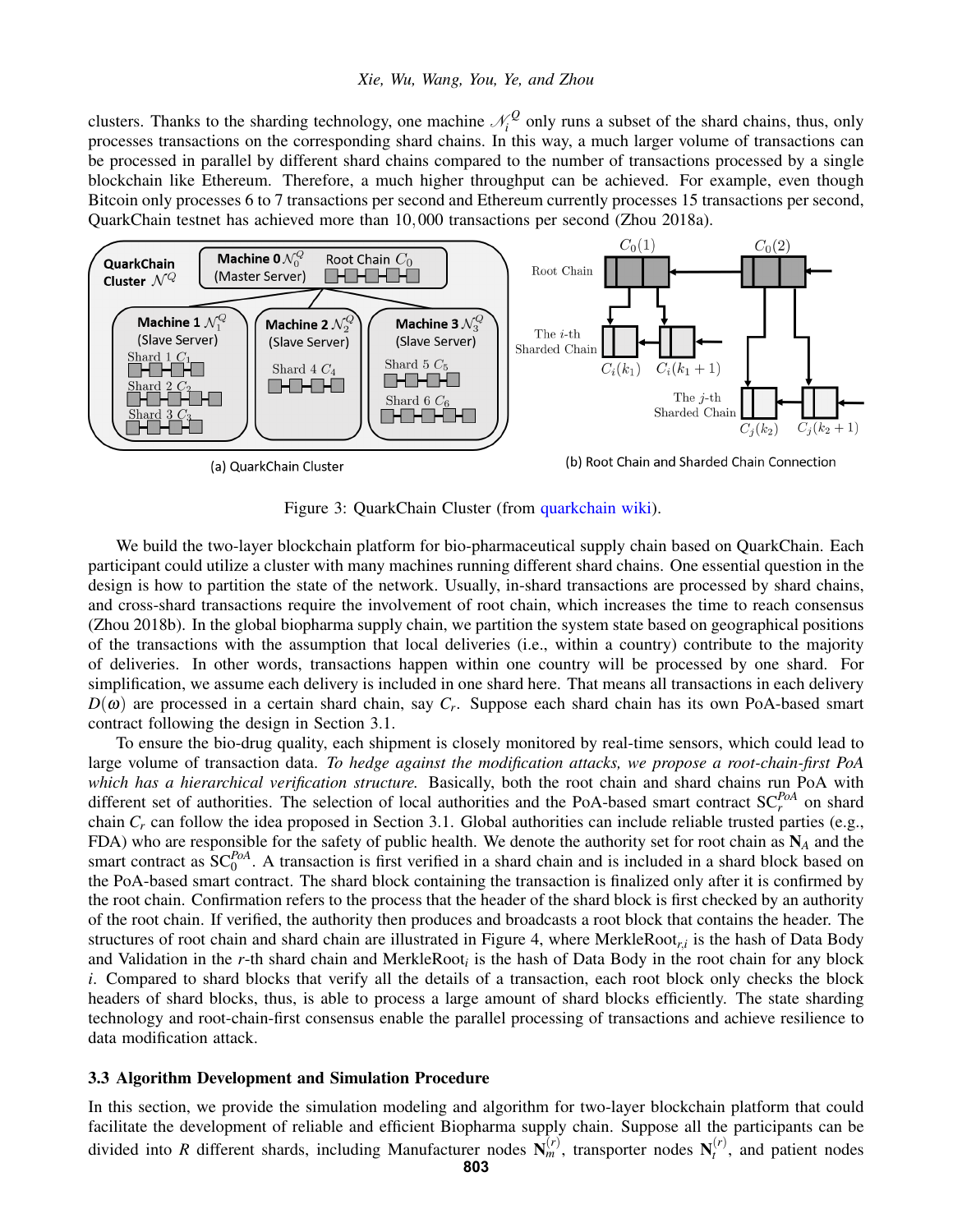clusters. Thanks to the sharding technology, one machine $\mathcal{N}_i^Q$ only runs a subset of the shard chains, thus, only processes transactions on the corresponding shard chains. In this way, a much larger volume of transactions can be processed in parallel by different shard chains compared to the number of transactions processed by a single blockchain like Ethereum. Therefore, a much higher throughput can be achieved. For example, even though Bitcoin only processes 6 to 7 transactions per second and Ethereum currently processes 15 transactions per second, QuarkChain testnet has achieved more than 10,000 transactions per second (Zhou 2018a).

(a) QuarkChain Cluster

(b) Root Chain and Sharded Chain Connection

Figure 3: QuarkChain Cluster (from quarkchain wiki).

We build the two-layer blockchain platform for bio-pharmaceutical supply chain based on QuarkChain. Each participant could utilize a cluster with many machines running different shard chains. One essential question in the design is how to partition the state of the network. Usually, in-shard transactions are processed by shard chains, and cross-shard transactions require the involvement of root chain, which increases the time to reach consensus (Zhou 2018b). In the global biopharma supply chain, we partition the system state based on geographical positions of the transactions with the assumption that local deliveries (i.e., within a country) contribute to the majority of deliveries. In other words, transactions happen within one country will be processed by one shard. For simplification, we assume each delivery is included in one shard here. That means all transactions in each delivery $D(\omega)$ are processed in a certain shard chain, say $C_r$. Suppose each shard chain has its own PoA-based smart contract following the design in Section 3.1.

To ensure the bio-drug quality, each shipment is closely monitored by real-time sensors, which could lead to large volume of transaction data. *To hedge against the modification attacks, we propose a root-chain-first PoA which has a hierarchical verification structure.* Basically, both the root chain and shard chains run PoA with different set of authorities. The selection of local authorities and the PoA-based smart contract $\text{SC}_r^{PoA}$ on shard chain $C_r$ can follow the idea proposed in Section 3.1. Global authorities can include reliable trusted parties (e.g., FDA) who are responsible for the safety of public health. We denote the authority set for root chain as $\mathbf{N}_A$ and the smart contract as $\text{SC}_0^{PoA}$. A transaction is first verified in a shard chain and is included in a shard block based on the PoA-based smart contract. The shard block containing the transaction is finalized only after it is confirmed by the root chain. Confirmation refers to the process that the header of the shard block is first checked by an authority of the root chain. If verified, the authority then produces and broadcasts a root block that contains the header. The structures of root chain and shard chain are illustrated in Figure 4, where $\text{MerkleRoot}_{r,i}$ is the hash of Data Body and Validation in the $r$-th shard chain and $\text{MerkleRoot}_i$ is the hash of Data Body in the root chain for any block $i$. Compared to shard blocks that verify all the details of a transaction, each root block only checks the block headers of shard blocks, thus, is able to process a large amount of shard blocks efficiently. The state sharding technology and root-chain-first consensus enable the parallel processing of transactions and achieve resilience to data modification attack.

### 3.3 Algorithm Development and Simulation Procedure

In this section, we provide the simulation modeling and algorithm for two-layer blockchain platform that could facilitate the development of reliable and efficient Biopharma supply chain. Suppose all the participants can be divided into $R$ different shards, including Manufacturer nodes $\mathbf{N}_m^{(r)}$, transporter nodes $\mathbf{N}_t^{(r)}$, and patient nodes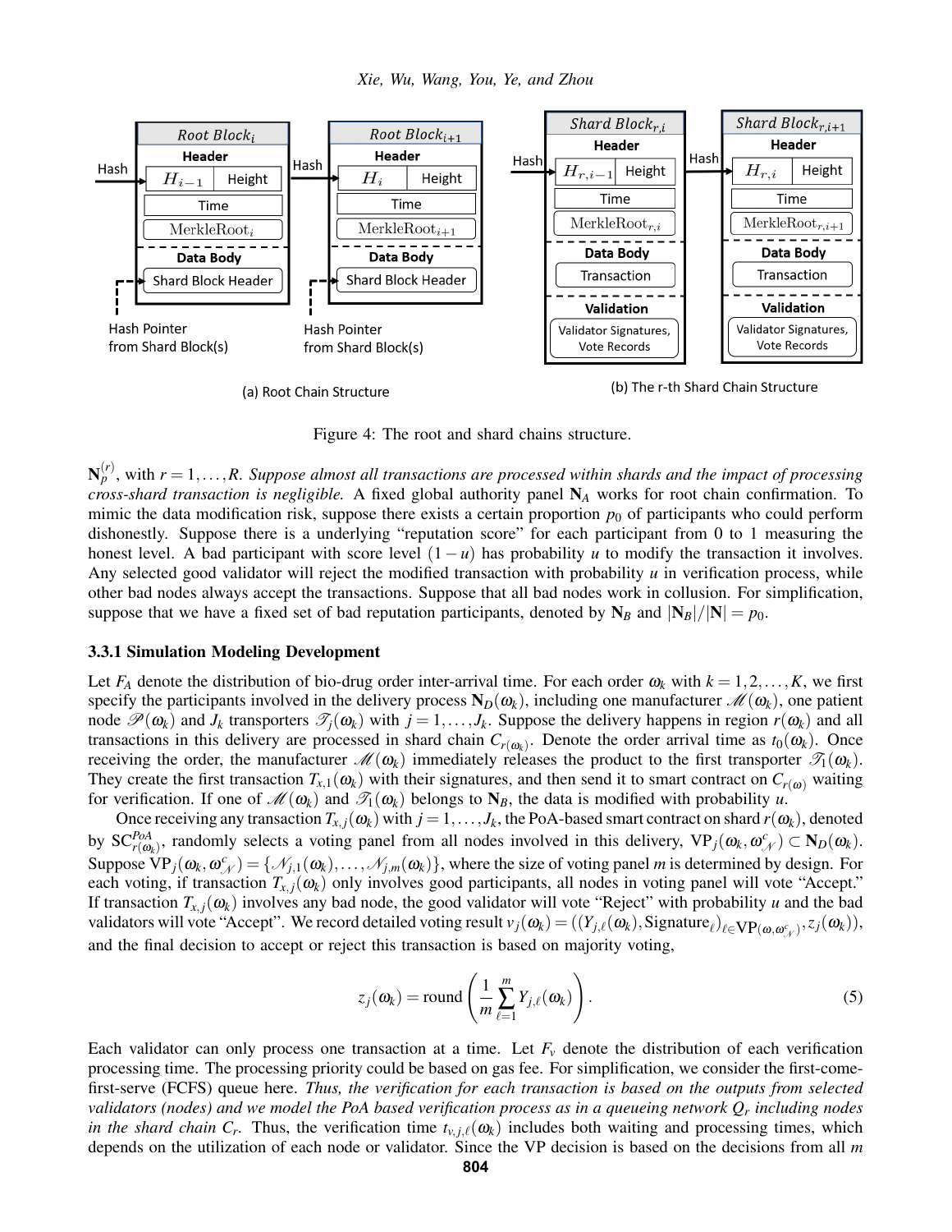Figure 4: The root and shard chains structure.

$\mathbf{N}_p^{(r)}$, with $r = 1, \ldots, R$. *Suppose almost all transactions are processed within shards and the impact of processing cross-shard transaction is negligible.* A fixed global authority panel $\mathbf{N}_A$ works for root chain confirmation. To mimic the data modification risk, suppose there exists a certain proportion $p_0$ of participants who could perform dishonestly. Suppose there is a underlying "reputation score" for each participant from 0 to 1 measuring the honest level. A bad participant with score level $(1-u)$ has probability $u$ to modify the transaction it involves. Any selected good validator will reject the modified transaction with probability $u$ in verification process, while other bad nodes always accept the transactions. Suppose that all bad nodes work in collusion. For simplification, suppose that we have a fixed set of bad reputation participants, denoted by $\mathbf{N}_B$ and $|\mathbf{N}_B|/|\mathbf{N}| = p_0$.

### 3.3.1 Simulation Modeling Development

Let $F_A$ denote the distribution of bio-drug order inter-arrival time. For each order $\omega_k$ with $k = 1, 2, \ldots, K$, we first specify the participants involved in the delivery process $\mathbf{N}_D(\omega_k)$, including one manufacturer $\mathscr{M}(\omega_k)$, one patient node $\mathscr{P}(\omega_k)$ and $J_k$ transporters $\mathscr{T}_j(\omega_k)$ with $j = 1, \ldots, J_k$. Suppose the delivery happens in region $r(\omega_k)$ and all transactions in this delivery are processed in shard chain $C_{r(\omega_k)}$. Denote the order arrival time as $t_0(\omega_k)$. Once receiving the order, the manufacturer $\mathscr{M}(\omega_k)$ immediately releases the product to the first transporter $\mathscr{T}_1(\omega_k)$. They create the first transaction $T_{x,1}(\omega_k)$ with their signatures, and then send it to smart contract on $C_{r(\omega)}$ waiting for verification. If one of $\mathscr{M}(\omega_k)$ and $\mathscr{T}_1(\omega_k)$ belongs to $\mathbf{N}_B$, the data is modified with probability $u$.

Once receiving any transaction $T_{x,j}(\omega_k)$ with $j = 1, \ldots, J_k$, the PoA-based smart contract on shard $r(\omega_k)$, denoted by $\mathrm{SC}^{PoA}_{r(\omega_k)}$, randomly selects a voting panel from all nodes involved in this delivery, $\mathrm{VP}_j(\omega_k, \omega^c_{\mathscr{N}}) \subset \mathbf{N}_D(\omega_k)$. Suppose $\mathrm{VP}_j(\omega_k, \omega^c_{\mathscr{N}}) = \{\mathscr{N}_{j,1}(\omega_k), \ldots, \mathscr{N}_{j,m}(\omega_k)\}$, where the size of voting panel $m$ is determined by design. For each voting, if transaction $T_{x,j}(\omega_k)$ only involves good participants, all nodes in voting panel will vote "Accept." If transaction $T_{x,j}(\omega_k)$ involves any bad node, the good validator will vote "Reject" with probability $u$ and the bad validators will vote "Accept". We record detailed voting result $v_j(\omega_k) = ((Y_{j,\ell}(\omega_k), \mathrm{Signature}_\ell)_{\ell \in \mathrm{VP}(\omega, \omega^c_{\mathscr{N}})}, z_j(\omega_k))$, and the final decision to accept or reject this transaction is based on majority voting,

$$z_j(\omega_k) = \mathrm{round}\left(\frac{1}{m}\sum_{\ell=1}^{m} Y_{j,\ell}(\omega_k)\right). \tag{5}$$

Each validator can only process one transaction at a time. Let $F_v$ denote the distribution of each verification processing time. The processing priority could be based on gas fee. For simplification, we consider the first-come-first-serve (FCFS) queue here. *Thus, the verification for each transaction is based on the outputs from selected validators (nodes) and we model the PoA based verification process as in a queueing network $Q_r$ including nodes in the shard chain $C_r$.* Thus, the verification time $t_{v,j,\ell}(\omega_k)$ includes both waiting and processing times, which depends on the utilization of each node or validator. Since the VP decision is based on the decisions from all $m$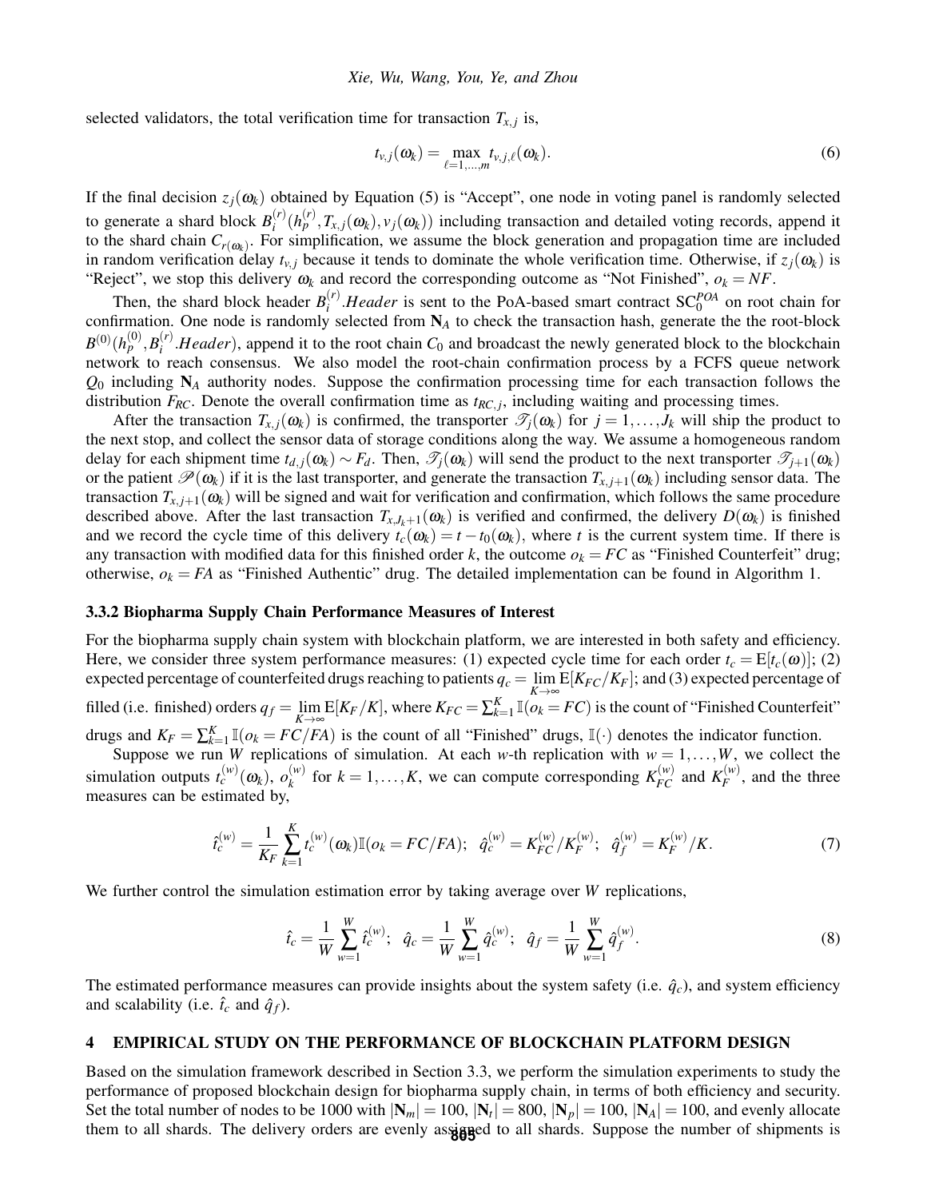selected validators, the total verification time for transaction $T_{x,j}$ is,

$$t_{v,j}(\omega_k) = \max_{\ell=1,\dots,m} t_{v,j,\ell}(\omega_k). \tag{6}$$

If the final decision $z_j(\omega_k)$ obtained by Equation (5) is "Accept", one node in voting panel is randomly selected to generate a shard block $B_i^{(r)}(h_p^{(r)}, T_{x,j}(\omega_k), v_j(\omega_k))$ including transaction and detailed voting records, append it to the shard chain $C_{r(\omega_k)}$. For simplification, we assume the block generation and propagation time are included in random verification delay $t_{v,j}$ because it tends to dominate the whole verification time. Otherwise, if $z_j(\omega_k)$ is "Reject", we stop this delivery $\omega_k$ and record the corresponding outcome as "Not Finished", $o_k = NF$.

Then, the shard block header $B_i^{(r)}.Header$ is sent to the PoA-based smart contract $\mathrm{SC}_0^{POA}$ on root chain for confirmation. One node is randomly selected from $\mathbf{N}_A$ to check the transaction hash, generate the the root-block $B^{(0)}(h_p^{(0)}, B_i^{(r)}.Header)$, append it to the root chain $C_0$ and broadcast the newly generated block to the blockchain network to reach consensus. We also model the root-chain confirmation process by a FCFS queue network $Q_0$ including $\mathbf{N}_A$ authority nodes. Suppose the confirmation processing time for each transaction follows the distribution $F_{RC}$. Denote the overall confirmation time as $t_{RC,j}$, including waiting and processing times.

After the transaction $T_{x,j}(\omega_k)$ is confirmed, the transporter $\mathscr{T}_j(\omega_k)$ for $j = 1,\dots,J_k$ will ship the product to the next stop, and collect the sensor data of storage conditions along the way. We assume a homogeneous random delay for each shipment time $t_{d,j}(\omega_k) \sim F_d$. Then, $\mathscr{T}_j(\omega_k)$ will send the product to the next transporter $\mathscr{T}_{j+1}(\omega_k)$ or the patient $\mathscr{P}(\omega_k)$ if it is the last transporter, and generate the transaction $T_{x,j+1}(\omega_k)$ including sensor data. The transaction $T_{x,j+1}(\omega_k)$ will be signed and wait for verification and confirmation, which follows the same procedure described above. After the last transaction $T_{x,J_k+1}(\omega_k)$ is verified and confirmed, the delivery $D(\omega_k)$ is finished and we record the cycle time of this delivery $t_c(\omega_k) = t - t_0(\omega_k)$, where $t$ is the current system time. If there is any transaction with modified data for this finished order $k$, the outcome $o_k = FC$ as "Finished Counterfeit" drug; otherwise, $o_k = FA$ as "Finished Authentic" drug. The detailed implementation can be found in Algorithm 1.

### 3.3.2 Biopharma Supply Chain Performance Measures of Interest

For the biopharma supply chain system with blockchain platform, we are interested in both safety and efficiency. Here, we consider three system performance measures: (1) expected cycle time for each order $t_c = \mathrm{E}[t_c(\omega)]$; (2) expected percentage of counterfeited drugs reaching to patients $q_c = \lim_{K\to\infty} \mathrm{E}[K_{FC}/K_F]$; and (3) expected percentage of filled (i.e. finished) orders $q_f = \lim_{K\to\infty} \mathrm{E}[K_F/K]$, where $K_{FC} = \sum_{k=1}^{K} \mathbb{I}(o_k = FC)$ is the count of "Finished Counterfeit" drugs and $K_F = \sum_{k=1}^{K} \mathbb{I}(o_k = FC/FA)$ is the count of all "Finished" drugs, $\mathbb{I}(\cdot)$ denotes the indicator function.

Suppose we run $W$ replications of simulation. At each $w$-th replication with $w = 1,\dots,W$, we collect the simulation outputs $t_c^{(w)}(\omega_k)$, $o_k^{(w)}$ for $k = 1,\dots,K$, we can compute corresponding $K_{FC}^{(w)}$ and $K_F^{(w)}$, and the three measures can be estimated by,

$$\hat{t}_c^{(w)} = \frac{1}{K_F} \sum_{k=1}^{K} t_c^{(w)}(\omega_k) \mathbb{I}(o_k = FC/FA); \quad \hat{q}_c^{(w)} = K_{FC}^{(w)}/K_F^{(w)}; \quad \hat{q}_f^{(w)} = K_F^{(w)}/K. \tag{7}$$

We further control the simulation estimation error by taking average over $W$ replications,

$$\hat{t}_c = \frac{1}{W} \sum_{w=1}^{W} \hat{t}_c^{(w)}; \quad \hat{q}_c = \frac{1}{W} \sum_{w=1}^{W} \hat{q}_c^{(w)}; \quad \hat{q}_f = \frac{1}{W} \sum_{w=1}^{W} \hat{q}_f^{(w)}. \tag{8}$$

The estimated performance measures can provide insights about the system safety (i.e. $\hat{q}_c$), and system efficiency and scalability (i.e. $\hat{t}_c$ and $\hat{q}_f$).

## 4 EMPIRICAL STUDY ON THE PERFORMANCE OF BLOCKCHAIN PLATFORM DESIGN

Based on the simulation framework described in Section 3.3, we perform the simulation experiments to study the performance of proposed blockchain design for biopharma supply chain, in terms of both efficiency and security. Set the total number of nodes to be 1000 with $|\mathbf{N}_m| = 100$, $|\mathbf{N}_t| = 800$, $|\mathbf{N}_p| = 100$, $|\mathbf{N}_A| = 100$, and evenly allocate them to all shards. The delivery orders are evenly assigned to all shards. Suppose the number of shipments is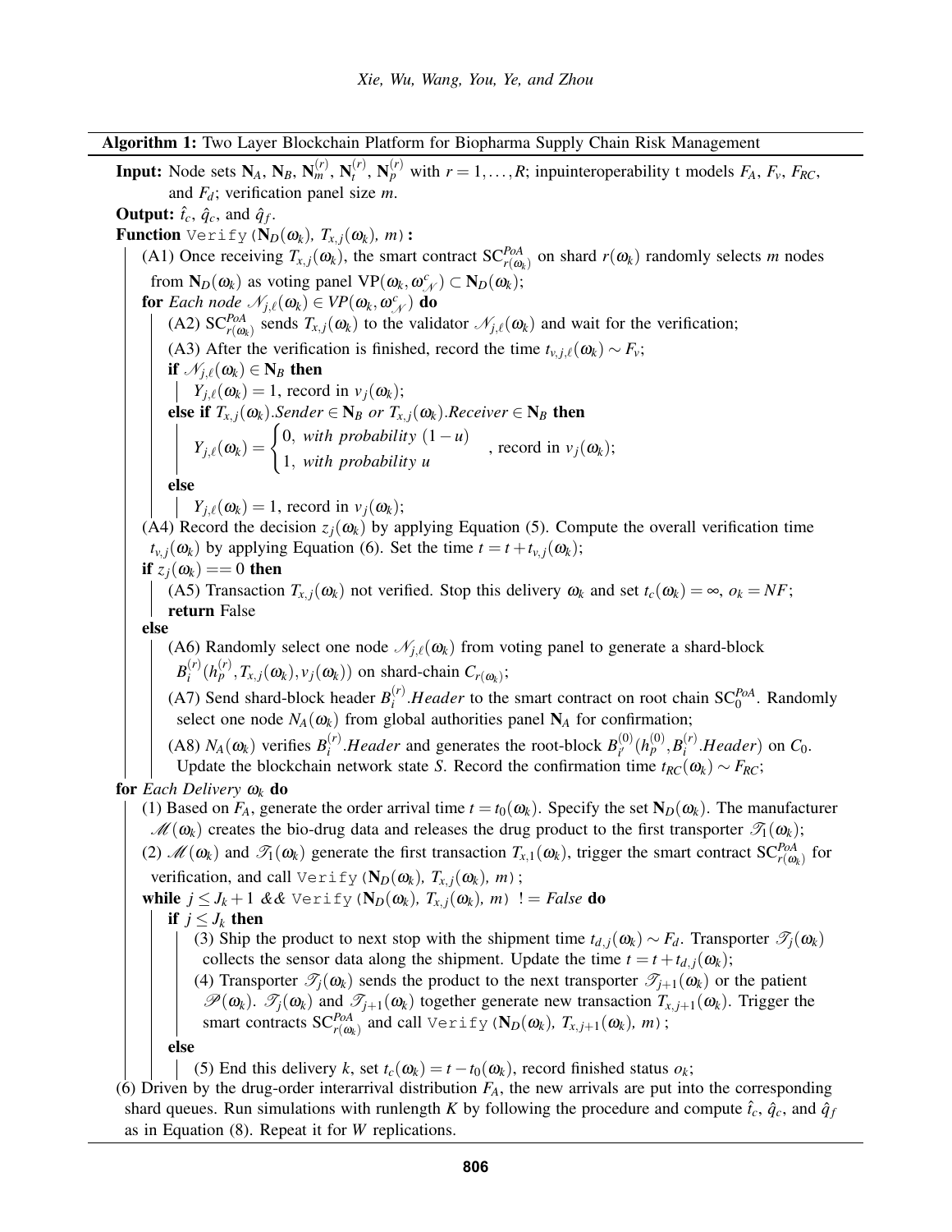**Algorithm 1:** Two Layer Blockchain Platform for Biopharma Supply Chain Risk Management

**Input:** Node sets $\mathbf{N}_A$, $\mathbf{N}_B$, $\mathbf{N}_m^{(r)}$, $\mathbf{N}_t^{(r)}$, $\mathbf{N}_p^{(r)}$ with $r = 1, \ldots, R$; inpuinteroperability t models $F_A$, $F_v$, $F_{RC}$, and $F_d$; verification panel size $m$.

**Output:** $\hat{t}_c$, $\hat{q}_c$, and $\hat{q}_f$.

**Function** `Verify`($\mathbf{N}_D(\omega_k)$, $T_{x,j}(\omega_k)$, $m$)**:**

- (A1) Once receiving $T_{x,j}(\omega_k)$, the smart contract $\text{SC}^{PoA}_{r(\omega_k)}$ on shard $r(\omega_k)$ randomly selects $m$ nodes from $\mathbf{N}_D(\omega_k)$ as voting panel $\text{VP}(\omega_k, \omega^c_{\mathscr{N}}) \subset \mathbf{N}_D(\omega_k)$;
- **for** *Each node* $\mathscr{N}_{j,\ell}(\omega_k) \in VP(\omega_k, \omega^c_{\mathscr{N}})$ **do**
  - (A2) $\text{SC}^{PoA}_{r(\omega_k)}$ sends $T_{x,j}(\omega_k)$ to the validator $\mathscr{N}_{j,\ell}(\omega_k)$ and wait for the verification;
  - (A3) After the verification is finished, record the time $t_{v,j,\ell}(\omega_k) \sim F_v$;
  - **if** $\mathscr{N}_{j,\ell}(\omega_k) \in \mathbf{N}_B$ **then**
    - $Y_{j,\ell}(\omega_k) = 1$, record in $v_j(\omega_k)$;
  - **else if** $T_{x,j}(\omega_k)$*.Sender* $\in \mathbf{N}_B$ *or* $T_{x,j}(\omega_k)$*.Receiver* $\in \mathbf{N}_B$ **then**
    - $Y_{j,\ell}(\omega_k) = \begin{cases} 0, & \textit{with probability } (1-u) \\ 1, & \textit{with probability } u \end{cases}$ , record in $v_j(\omega_k)$;
  - **else**
    - $Y_{j,\ell}(\omega_k) = 1$, record in $v_j(\omega_k)$;
- (A4) Record the decision $z_j(\omega_k)$ by applying Equation (5). Compute the overall verification time $t_{v,j}(\omega_k)$ by applying Equation (6). Set the time $t = t + t_{v,j}(\omega_k)$;
- **if** $z_j(\omega_k) == 0$ **then**
  - (A5) Transaction $T_{x,j}(\omega_k)$ not verified. Stop this delivery $\omega_k$ and set $t_c(\omega_k) = \infty$, $o_k = NF$;
  - **return** False
- **else**
  - (A6) Randomly select one node $\mathscr{N}_{j,\ell}(\omega_k)$ from voting panel to generate a shard-block $B_i^{(r)}(h_p^{(r)}, T_{x,j}(\omega_k), v_j(\omega_k))$ on shard-chain $C_{r(\omega_k)}$;
  - (A7) Send shard-block header $B_i^{(r)}.Header$ to the smart contract on root chain $\text{SC}^{PoA}_0$. Randomly select one node $N_A(\omega_k)$ from global authorities panel $\mathbf{N}_A$ for confirmation;
  - (A8) $N_A(\omega_k)$ verifies $B_i^{(r)}.Header$ and generates the root-block $B_{i'}^{(0)}(h_p^{(0)}, B_i^{(r)}.Header)$ on $C_0$. Update the blockchain network state $S$. Record the confirmation time $t_{RC}(\omega_k) \sim F_{RC}$;

**for** *Each Delivery* $\omega_k$ **do**

- (1) Based on $F_A$, generate the order arrival time $t = t_0(\omega_k)$. Specify the set $\mathbf{N}_D(\omega_k)$. The manufacturer $\mathscr{M}(\omega_k)$ creates the bio-drug data and releases the drug product to the first transporter $\mathscr{T}_1(\omega_k)$;
- (2) $\mathscr{M}(\omega_k)$ and $\mathscr{T}_1(\omega_k)$ generate the first transaction $T_{x,1}(\omega_k)$, trigger the smart contract $\text{SC}^{PoA}_{r(\omega_k)}$ for verification, and call `Verify`($\mathbf{N}_D(\omega_k)$, $T_{x,j}(\omega_k)$, $m$);
- **while** $j \leq J_k + 1$ *&&* `Verify`($\mathbf{N}_D(\omega_k)$, $T_{x,j}(\omega_k)$, $m$) $!=$ *False* **do**
  - **if** $j \leq J_k$ **then**
    - (3) Ship the product to next stop with the shipment time $t_{d,j}(\omega_k) \sim F_d$. Transporter $\mathscr{T}_j(\omega_k)$ collects the sensor data along the shipment. Update the time $t = t + t_{d,j}(\omega_k)$;
    - (4) Transporter $\mathscr{T}_j(\omega_k)$ sends the product to the next transporter $\mathscr{T}_{j+1}(\omega_k)$ or the patient $\mathscr{P}(\omega_k)$. $\mathscr{T}_j(\omega_k)$ and $\mathscr{T}_{j+1}(\omega_k)$ together generate new transaction $T_{x,j+1}(\omega_k)$. Trigger the smart contracts $\text{SC}^{PoA}_{r(\omega_k)}$ and call `Verify`($\mathbf{N}_D(\omega_k)$, $T_{x,j+1}(\omega_k)$, $m$);
  - **else**
    - (5) End this delivery $k$, set $t_c(\omega_k) = t - t_0(\omega_k)$, record finished status $o_k$;

(6) Driven by the drug-order interarrival distribution $F_A$, the new arrivals are put into the corresponding shard queues. Run simulations with runlength $K$ by following the procedure and compute $\hat{t}_c$, $\hat{q}_c$, and $\hat{q}_f$ as in Equation (8). Repeat it for $W$ replications.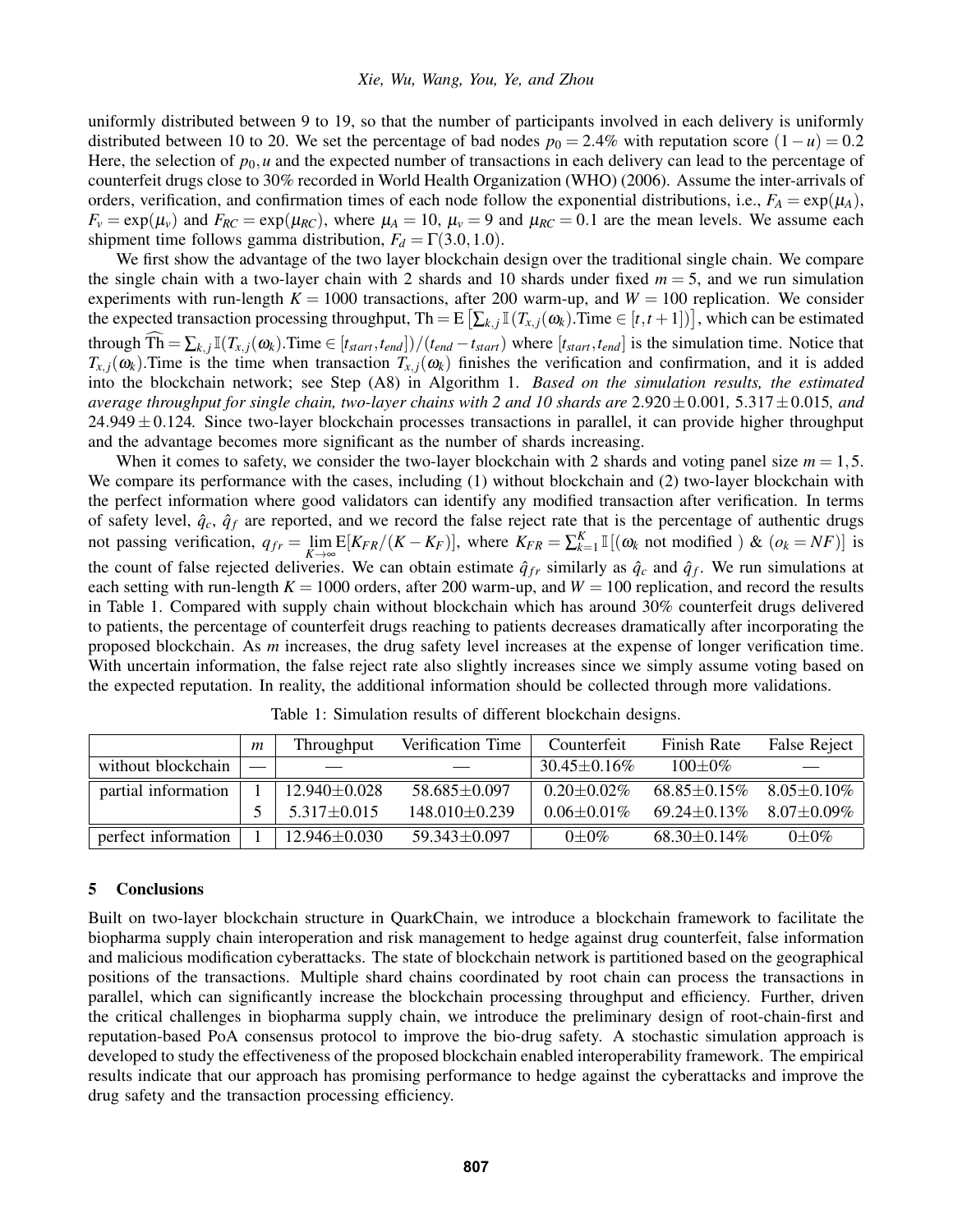uniformly distributed between 9 to 19, so that the number of participants involved in each delivery is uniformly distributed between 10 to 20. We set the percentage of bad nodes $p_0 = 2.4\%$ with reputation score $(1-u) = 0.2$ Here, the selection of $p_0, u$ and the expected number of transactions in each delivery can lead to the percentage of counterfeit drugs close to 30% recorded in World Health Organization (WHO) (2006). Assume the inter-arrivals of orders, verification, and confirmation times of each node follow the exponential distributions, i.e., $F_A = \exp(\mu_A)$, $F_v = \exp(\mu_v)$ and $F_{RC} = \exp(\mu_{RC})$, where $\mu_A = 10$, $\mu_v = 9$ and $\mu_{RC} = 0.1$ are the mean levels. We assume each shipment time follows gamma distribution, $F_d = \Gamma(3.0, 1.0)$.

We first show the advantage of the two layer blockchain design over the traditional single chain. We compare the single chain with a two-layer chain with 2 shards and 10 shards under fixed $m = 5$, and we run simulation experiments with run-length $K = 1000$ transactions, after 200 warm-up, and $W = 100$ replication. We consider the expected transaction processing throughput, $\text{Th} = \text{E}\left[\sum_{k,j} \mathbb{I}(T_{x,j}(\omega_k).\text{Time} \in [t, t+1])\right]$, which can be estimated through $\widehat{\text{Th}} = \sum_{k,j} \mathbb{I}(T_{x,j}(\omega_k).\text{Time} \in [t_{start}, t_{end}])/(t_{end} - t_{start})$ where $[t_{start}, t_{end}]$ is the simulation time. Notice that $T_{x,j}(\omega_k)$.Time is the time when transaction $T_{x,j}(\omega_k)$ finishes the verification and confirmation, and it is added into the blockchain network; see Step (A8) in Algorithm 1. *Based on the simulation results, the estimated average throughput for single chain, two-layer chains with 2 and 10 shards are* $2.920 \pm 0.001$*,* $5.317 \pm 0.015$*, and* $24.949 \pm 0.124$*.* Since two-layer blockchain processes transactions in parallel, it can provide higher throughput and the advantage becomes more significant as the number of shards increasing.

When it comes to safety, we consider the two-layer blockchain with 2 shards and voting panel size $m = 1, 5$. We compare its performance with the cases, including (1) without blockchain and (2) two-layer blockchain with the perfect information where good validators can identify any modified transaction after verification. In terms of safety level, $\hat{q}_c$, $\hat{q}_f$ are reported, and we record the false reject rate that is the percentage of authentic drugs not passing verification, $q_{fr} = \lim_{K\to\infty} \text{E}[K_{FR}/(K - K_F)]$, where $K_{FR} = \sum_{k=1}^{K} \mathbb{I}[(\omega_k \text{ not modified }) \ \& \ (o_k = NF)]$ is the count of false rejected deliveries. We can obtain estimate $\hat{q}_{fr}$ similarly as $\hat{q}_c$ and $\hat{q}_f$. We run simulations at each setting with run-length $K = 1000$ orders, after 200 warm-up, and $W = 100$ replication, and record the results in Table 1. Compared with supply chain without blockchain which has around 30% counterfeit drugs delivered to patients, the percentage of counterfeit drugs reaching to patients decreases dramatically after incorporating the proposed blockchain. As $m$ increases, the drug safety level increases at the expense of longer verification time. With uncertain information, the false reject rate also slightly increases since we simply assume voting based on the expected reputation. In reality, the additional information should be collected through more validations.

Table 1: Simulation results of different blockchain designs.

| | $m$ | Throughput | Verification Time | Counterfeit | Finish Rate | False Reject |
|---|---|---|---|---|---|---|
| without blockchain | — | — | — | $30.45 \pm 0.16\%$ | $100 \pm 0\%$ | — |
| partial information | 1 | $12.940 \pm 0.028$ | $58.685 \pm 0.097$ | $0.20 \pm 0.02\%$ | $68.85 \pm 0.15\%$ | $8.05 \pm 0.10\%$ |
| | 5 | $5.317 \pm 0.015$ | $148.010 \pm 0.239$ | $0.06 \pm 0.01\%$ | $69.24 \pm 0.13\%$ | $8.07 \pm 0.09\%$ |
| perfect information | 1 | $12.946 \pm 0.030$ | $59.343 \pm 0.097$ | $0 \pm 0\%$ | $68.30 \pm 0.14\%$ | $0 \pm 0\%$ |

## 5 Conclusions

Built on two-layer blockchain structure in QuarkChain, we introduce a blockchain framework to facilitate the biopharma supply chain interoperation and risk management to hedge against drug counterfeit, false information and malicious modification cyberattacks. The state of blockchain network is partitioned based on the geographical positions of the transactions. Multiple shard chains coordinated by root chain can process the transactions in parallel, which can significantly increase the blockchain processing throughput and efficiency. Further, driven the critical challenges in biopharma supply chain, we introduce the preliminary design of root-chain-first and reputation-based PoA consensus protocol to improve the bio-drug safety. A stochastic simulation approach is developed to study the effectiveness of the proposed blockchain enabled interoperability framework. The empirical results indicate that our approach has promising performance to hedge against the cyberattacks and improve the drug safety and the transaction processing efficiency.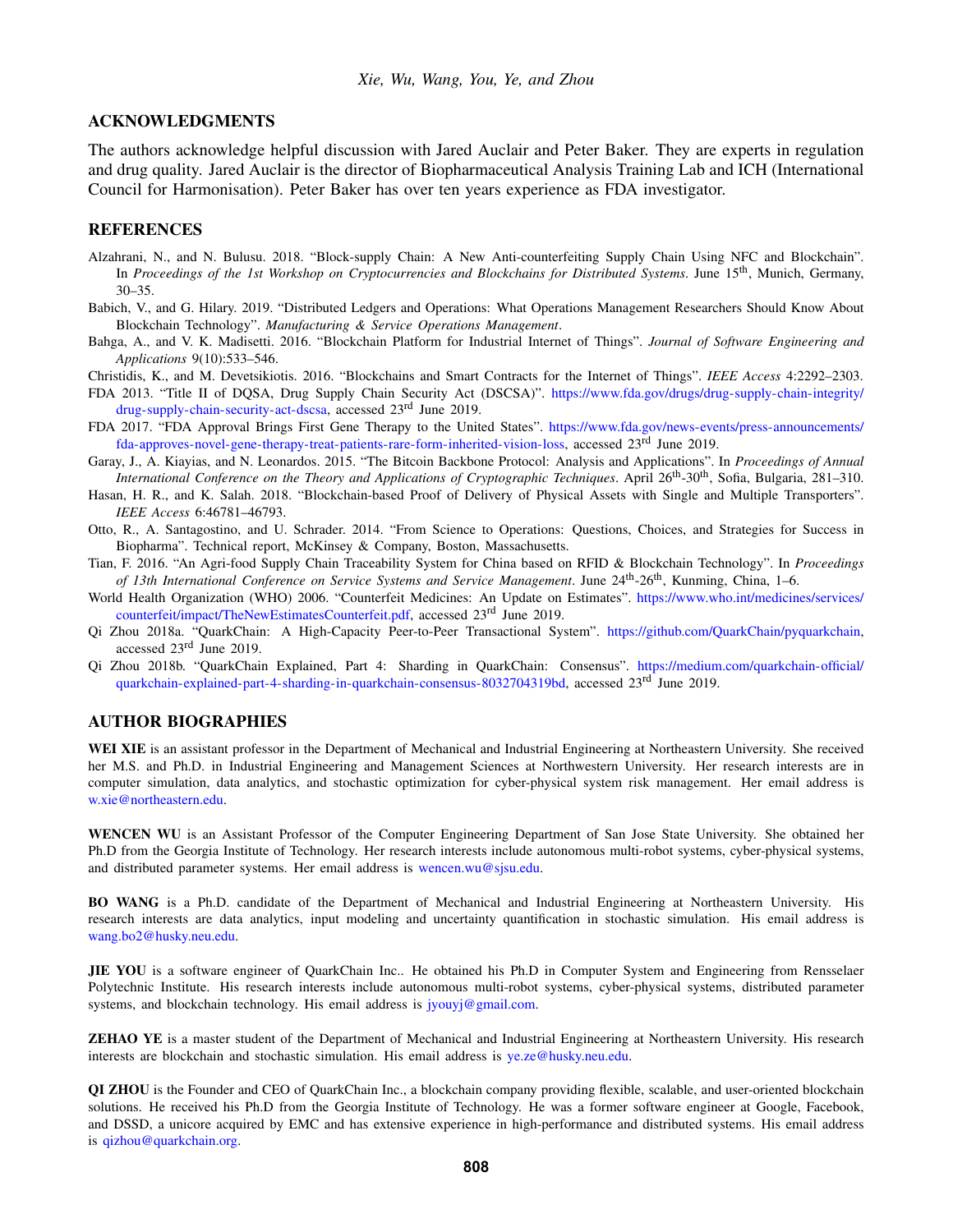## ACKNOWLEDGMENTS

The authors acknowledge helpful discussion with Jared Auclair and Peter Baker. They are experts in regulation and drug quality. Jared Auclair is the director of Biopharmaceutical Analysis Training Lab and ICH (International Council for Harmonisation). Peter Baker has over ten years experience as FDA investigator.

## REFERENCES

Alzahrani, N., and N. Bulusu. 2018. "Block-supply Chain: A New Anti-counterfeiting Supply Chain Using NFC and Blockchain". In *Proceedings of the 1st Workshop on Cryptocurrencies and Blockchains for Distributed Systems*. June 15th, Munich, Germany, 30–35.

Babich, V., and G. Hilary. 2019. "Distributed Ledgers and Operations: What Operations Management Researchers Should Know About Blockchain Technology". *Manufacturing & Service Operations Management*.

Bahga, A., and V. K. Madisetti. 2016. "Blockchain Platform for Industrial Internet of Things". *Journal of Software Engineering and Applications* 9(10):533–546.

Christidis, K., and M. Devetsikiotis. 2016. "Blockchains and Smart Contracts for the Internet of Things". *IEEE Access* 4:2292–2303.

FDA 2013. "Title II of DQSA, Drug Supply Chain Security Act (DSCSA)". https://www.fda.gov/drugs/drug-supply-chain-integrity/drug-supply-chain-security-act-dscsa, accessed 23rd June 2019.

FDA 2017. "FDA Approval Brings First Gene Therapy to the United States". https://www.fda.gov/news-events/press-announcements/fda-approves-novel-gene-therapy-treat-patients-rare-form-inherited-vision-loss, accessed 23rd June 2019.

Garay, J., A. Kiayias, and N. Leonardos. 2015. "The Bitcoin Backbone Protocol: Analysis and Applications". In *Proceedings of Annual International Conference on the Theory and Applications of Cryptographic Techniques*. April 26th-30th, Sofia, Bulgaria, 281–310.

Hasan, H. R., and K. Salah. 2018. "Blockchain-based Proof of Delivery of Physical Assets with Single and Multiple Transporters". *IEEE Access* 6:46781–46793.

Otto, R., A. Santagostino, and U. Schrader. 2014. "From Science to Operations: Questions, Choices, and Strategies for Success in Biopharma". Technical report, McKinsey & Company, Boston, Massachusetts.

Tian, F. 2016. "An Agri-food Supply Chain Traceability System for China based on RFID & Blockchain Technology". In *Proceedings of 13th International Conference on Service Systems and Service Management*. June 24th-26th, Kunming, China, 1–6.

World Health Organization (WHO) 2006. "Counterfeit Medicines: An Update on Estimates". https://www.who.int/medicines/services/counterfeit/impact/TheNewEstimatesCounterfeit.pdf, accessed 23rd June 2019.

Qi Zhou 2018a. "QuarkChain: A High-Capacity Peer-to-Peer Transactional System". https://github.com/QuarkChain/pyquarkchain, accessed 23rd June 2019.

Qi Zhou 2018b. "QuarkChain Explained, Part 4: Sharding in QuarkChain: Consensus". https://medium.com/quarkchain-official/quarkchain-explained-part-4-sharding-in-quarkchain-consensus-8032704319bd, accessed 23rd June 2019.

## AUTHOR BIOGRAPHIES

**WEI XIE** is an assistant professor in the Department of Mechanical and Industrial Engineering at Northeastern University. She received her M.S. and Ph.D. in Industrial Engineering and Management Sciences at Northwestern University. Her research interests are in computer simulation, data analytics, and stochastic optimization for cyber-physical system risk management. Her email address is w.xie@northeastern.edu.

**WENCEN WU** is an Assistant Professor of the Computer Engineering Department of San Jose State University. She obtained her Ph.D from the Georgia Institute of Technology. Her research interests include autonomous multi-robot systems, cyber-physical systems, and distributed parameter systems. Her email address is wencen.wu@sjsu.edu.

**BO WANG** is a Ph.D. candidate of the Department of Mechanical and Industrial Engineering at Northeastern University. His research interests are data analytics, input modeling and uncertainty quantification in stochastic simulation. His email address is wang.bo2@husky.neu.edu.

**JIE YOU** is a software engineer of QuarkChain Inc.. He obtained his Ph.D in Computer System and Engineering from Rensselaer Polytechnic Institute. His research interests include autonomous multi-robot systems, cyber-physical systems, distributed parameter systems, and blockchain technology. His email address is jyouyj@gmail.com.

**ZEHAO YE** is a master student of the Department of Mechanical and Industrial Engineering at Northeastern University. His research interests are blockchain and stochastic simulation. His email address is ye.ze@husky.neu.edu.

**QI ZHOU** is the Founder and CEO of QuarkChain Inc., a blockchain company providing flexible, scalable, and user-oriented blockchain solutions. He received his Ph.D from the Georgia Institute of Technology. He was a former software engineer at Google, Facebook, and DSSD, a unicore acquired by EMC and has extensive experience in high-performance and distributed systems. His email address is qizhou@quarkchain.org.